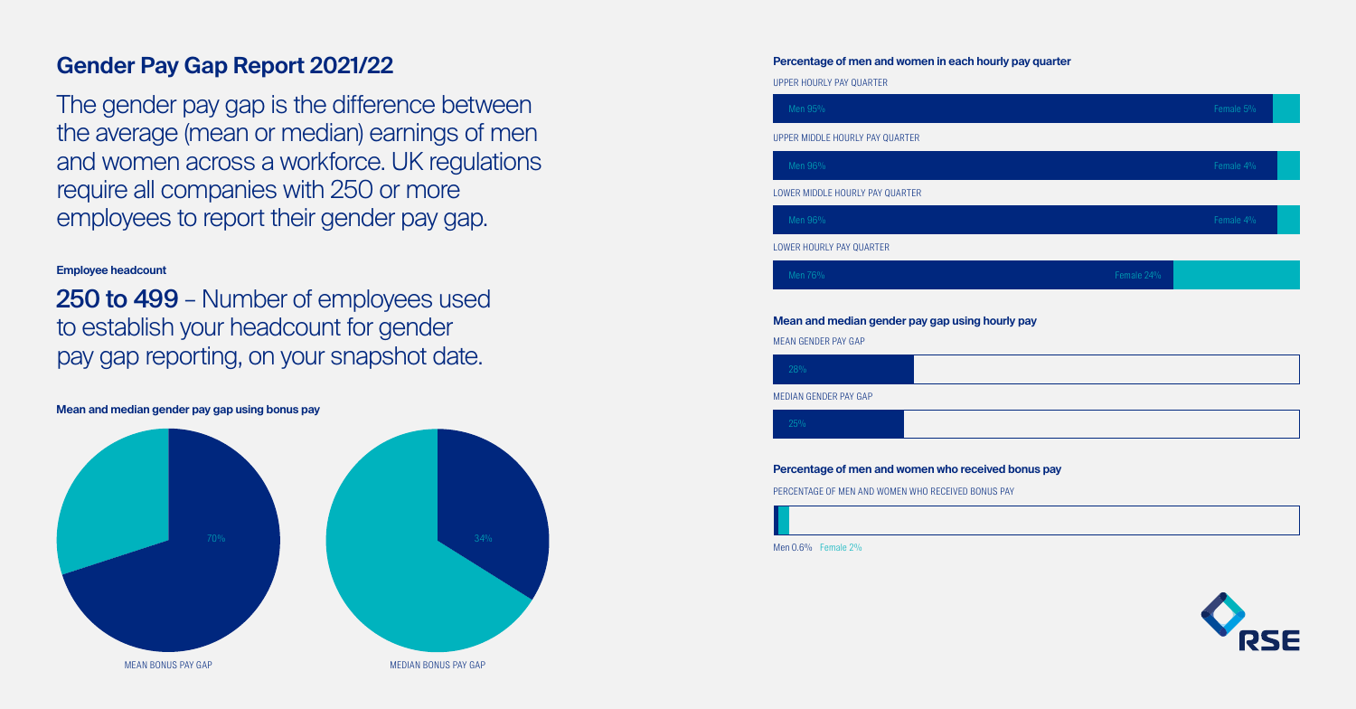# Gender Pay Gap Report 2021/22

The gender pay gap is the difference between the average (mean or median) earnings of men and women across a workforce. UK regulations require all companies with 250 or more employees to report their gender pay gap.

**Employee headcount**

**250 to 499** – Number of employees used to establish your headcount for gender pay gap reporting, on your snapshot date.

**Mean and median gender pay gap using bonus pay**

70%

MEAN BONUS PAY GAP

34%

MEDIAN BONUS PAY GAP

**Percentage of men and women in each hourly pay quarter**

UPPER HOURLY PAY QUARTER

Men 95% Female 5%

UPPER MIDDLE HOURLY PAY QUARTER

Men 96% Female 4%

LOWER MIDDLE HOURLY PAY QUARTER

Men 96% Female 4%

LOWER HOURLY PAY QUARTER

Men 76% Female 24%

**Mean and median gender pay gap using hourly pay**

MEAN GENDER PAY GAP

28%

MEDIAN GENDER PAY GAP

25%

**Percentage of men and women who received bonus pay**

PERCENTAGE OF MEN AND WOMEN WHO RECEIVED BONUS PAY

Men 0.6% Female 2%

RSE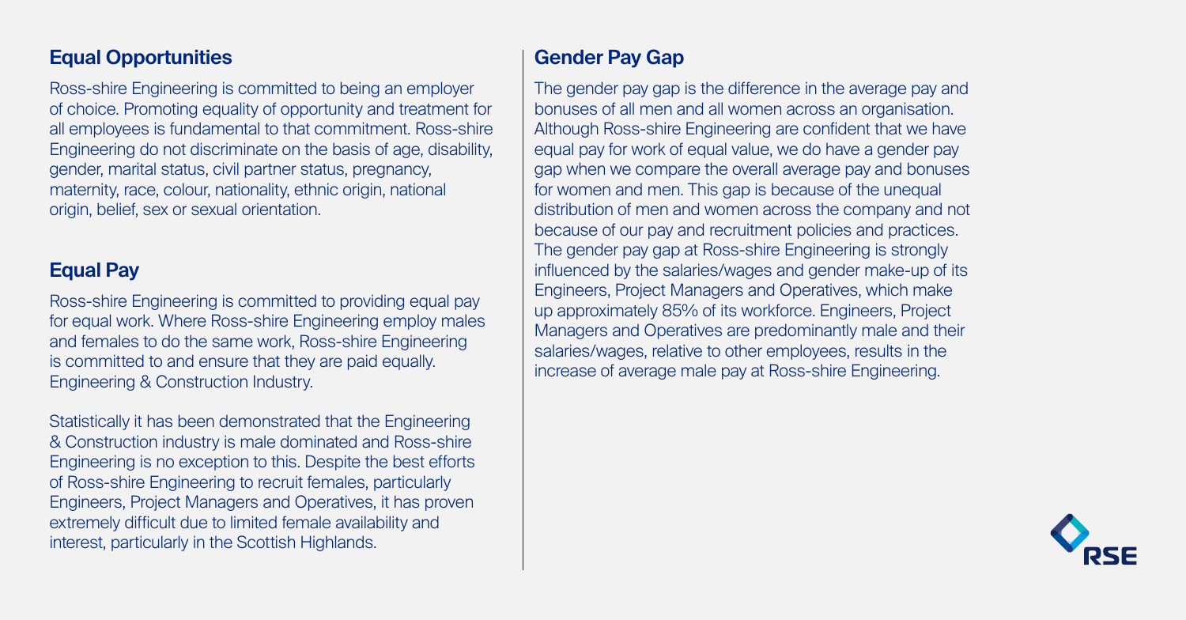## Equal Opportunities

Ross-shire Engineering is committed to being an employer of choice. Promoting equality of opportunity and treatment for all employees is fundamental to that commitment. Ross-shire Engineering do not discriminate on the basis of age, disability, gender, marital status, civil partner status, pregnancy, maternity, race, colour, nationality, ethnic origin, national origin, belief, sex or sexual orientation.

## Equal Pay

Ross-shire Engineering is committed to providing equal pay for equal work. Where Ross-shire Engineering employ males and females to do the same work, Ross-shire Engineering is committed to and ensure that they are paid equally. Engineering & Construction Industry.

Statistically it has been demonstrated that the Engineering & Construction industry is male dominated and Ross-shire Engineering is no exception to this. Despite the best efforts of Ross-shire Engineering to recruit females, particularly Engineers, Project Managers and Operatives, it has proven extremely difficult due to limited female availability and interest, particularly in the Scottish Highlands.

## Gender Pay Gap

The gender pay gap is the difference in the average pay and bonuses of all men and all women across an organisation. Although Ross-shire Engineering are confident that we have equal pay for work of equal value, we do have a gender pay gap when we compare the overall average pay and bonuses for women and men. This gap is because of the unequal distribution of men and women across the company and not because of our pay and recruitment policies and practices. The gender pay gap at Ross-shire Engineering is strongly influenced by the salaries/wages and gender make-up of its Engineers, Project Managers and Operatives, which make up approximately 85% of its workforce. Engineers, Project Managers and Operatives are predominantly male and their salaries/wages, relative to other employees, results in the increase of average male pay at Ross-shire Engineering.

RSE